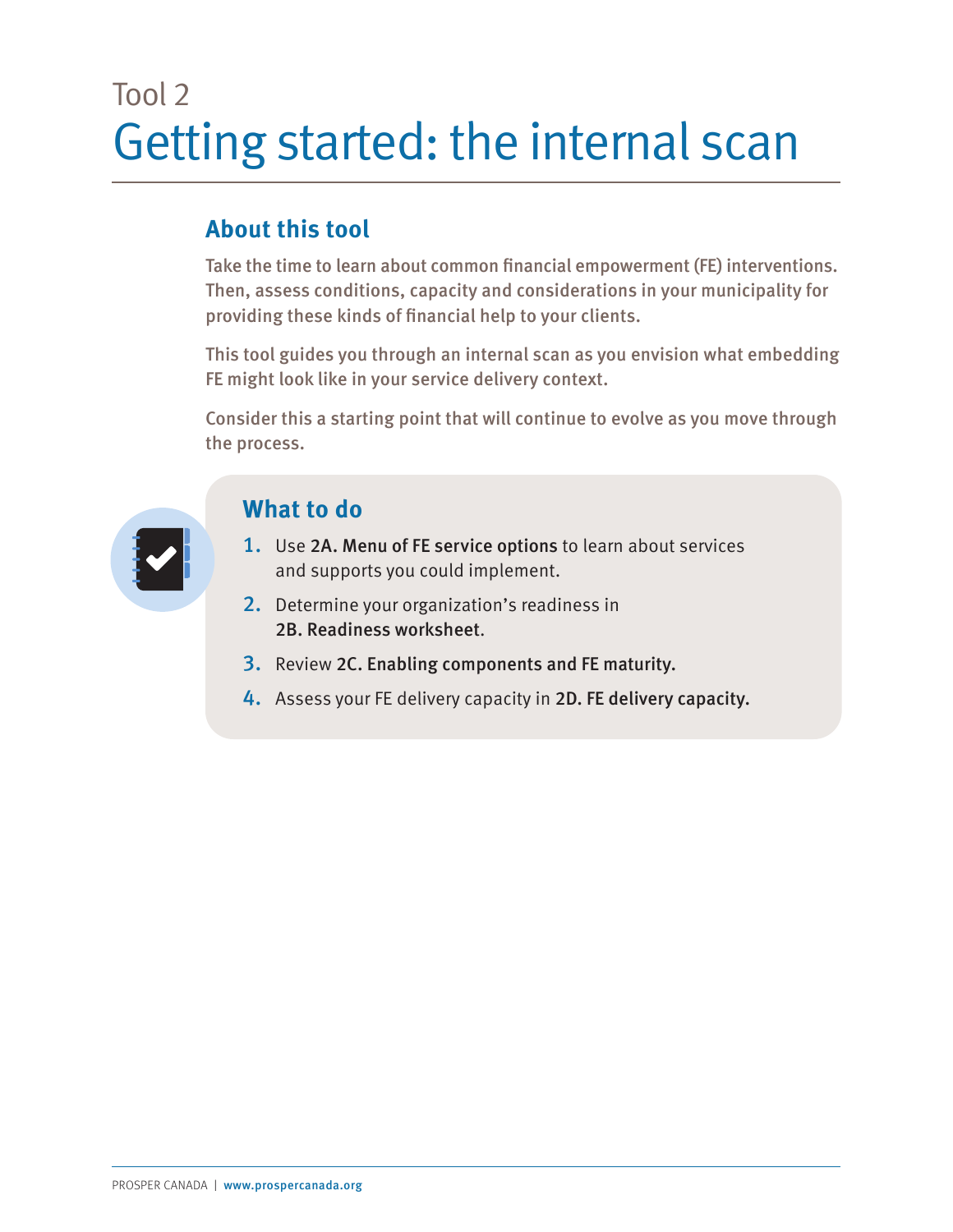Tool 2

# Getting started: the internal scan

## About this tool

Take the time to learn about common financial empowerment (FE) interventions. Then, assess conditions, capacity and considerations in your municipality for providing these kinds of financial help to your clients.

This tool guides you through an internal scan as you envision what embedding FE might look like in your service delivery context.

Consider this a starting point that will continue to evolve as you move through the process.

## What to do

1. Use **2A. Menu of FE service options** to learn about services and supports you could implement.
2. Determine your organization's readiness in **2B. Readiness worksheet**.
3. Review **2C. Enabling components and FE maturity.**
4. Assess your FE delivery capacity in **2D. FE delivery capacity.**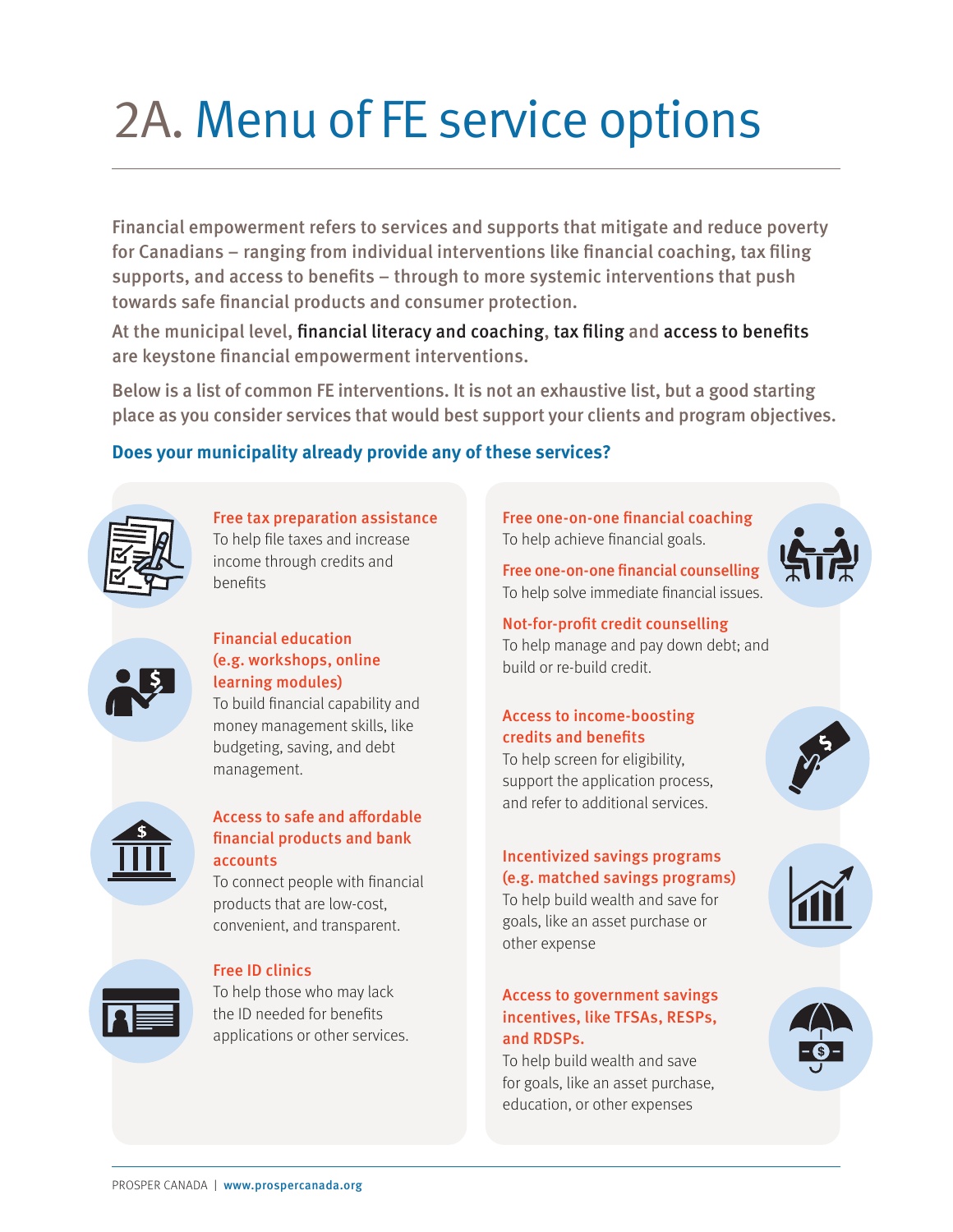# 2A. Menu of FE service options

Financial empowerment refers to services and supports that mitigate and reduce poverty for Canadians – ranging from individual interventions like financial coaching, tax filing supports, and access to benefits – through to more systemic interventions that push towards safe financial products and consumer protection.

At the municipal level, financial literacy and coaching, tax filing and access to benefits are keystone financial empowerment interventions.

Below is a list of common FE interventions. It is not an exhaustive list, but a good starting place as you consider services that would best support your clients and program objectives.

**Does your municipality already provide any of these services?**

**Free tax preparation assistance**
To help file taxes and increase income through credits and benefits

**Financial education (e.g. workshops, online learning modules)**
To build financial capability and money management skills, like budgeting, saving, and debt management.

**Access to safe and affordable financial products and bank accounts**
To connect people with financial products that are low-cost, convenient, and transparent.

**Free ID clinics**
To help those who may lack the ID needed for benefits applications or other services.

**Free one-on-one financial coaching**
To help achieve financial goals.

**Free one-on-one financial counselling**
To help solve immediate financial issues.

**Not-for-profit credit counselling**
To help manage and pay down debt; and build or re-build credit.

**Access to income-boosting credits and benefits**
To help screen for eligibility, support the application process, and refer to additional services.

**Incentivized savings programs (e.g. matched savings programs)**
To help build wealth and save for goals, like an asset purchase or other expense

**Access to government savings incentives, like TFSAs, RESPs, and RDSPs.**
To help build wealth and save for goals, like an asset purchase, education, or other expenses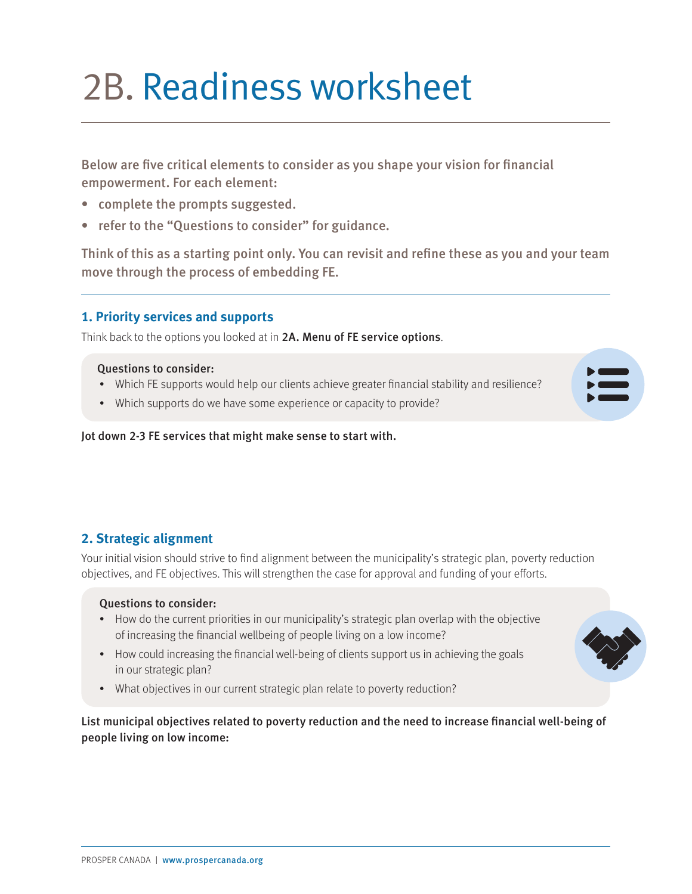# 2B. Readiness worksheet

**Below are five critical elements to consider as you shape your vision for financial empowerment. For each element:**

- **complete the prompts suggested.**
- **refer to the "Questions to consider" for guidance.**

**Think of this as a starting point only. You can revisit and refine these as you and your team move through the process of embedding FE.**

## 1. Priority services and supports

Think back to the options you looked at in **2A. Menu of FE service options**.

**Questions to consider:**

- Which FE supports would help our clients achieve greater financial stability and resilience?
- Which supports do we have some experience or capacity to provide?

**Jot down 2-3 FE services that might make sense to start with.**

## 2. Strategic alignment

Your initial vision should strive to find alignment between the municipality's strategic plan, poverty reduction objectives, and FE objectives. This will strengthen the case for approval and funding of your efforts.

**Questions to consider:**

- How do the current priorities in our municipality's strategic plan overlap with the objective of increasing the financial wellbeing of people living on a low income?
- How could increasing the financial well-being of clients support us in achieving the goals in our strategic plan?
- What objectives in our current strategic plan relate to poverty reduction?

**List municipal objectives related to poverty reduction and the need to increase financial well-being of people living on low income:**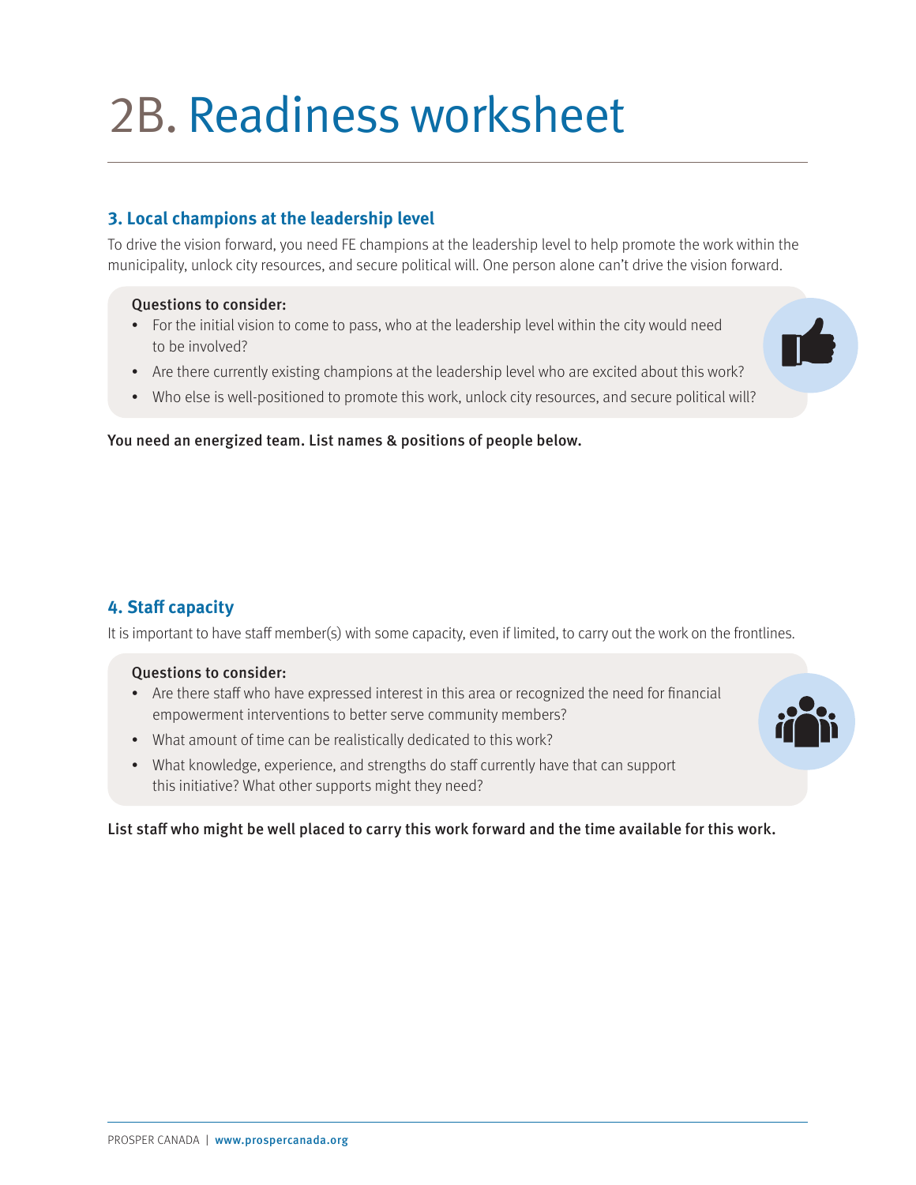# 2B. Readiness worksheet

## 3. Local champions at the leadership level

To drive the vision forward, you need FE champions at the leadership level to help promote the work within the municipality, unlock city resources, and secure political will. One person alone can't drive the vision forward.

**Questions to consider:**

- For the initial vision to come to pass, who at the leadership level within the city would need to be involved?
- Are there currently existing champions at the leadership level who are excited about this work?
- Who else is well-positioned to promote this work, unlock city resources, and secure political will?

**You need an energized team. List names & positions of people below.**

## 4. Staff capacity

It is important to have staff member(s) with some capacity, even if limited, to carry out the work on the frontlines.

**Questions to consider:**

- Are there staff who have expressed interest in this area or recognized the need for financial empowerment interventions to better serve community members?
- What amount of time can be realistically dedicated to this work?
- What knowledge, experience, and strengths do staff currently have that can support this initiative? What other supports might they need?

**List staff who might be well placed to carry this work forward and the time available for this work.**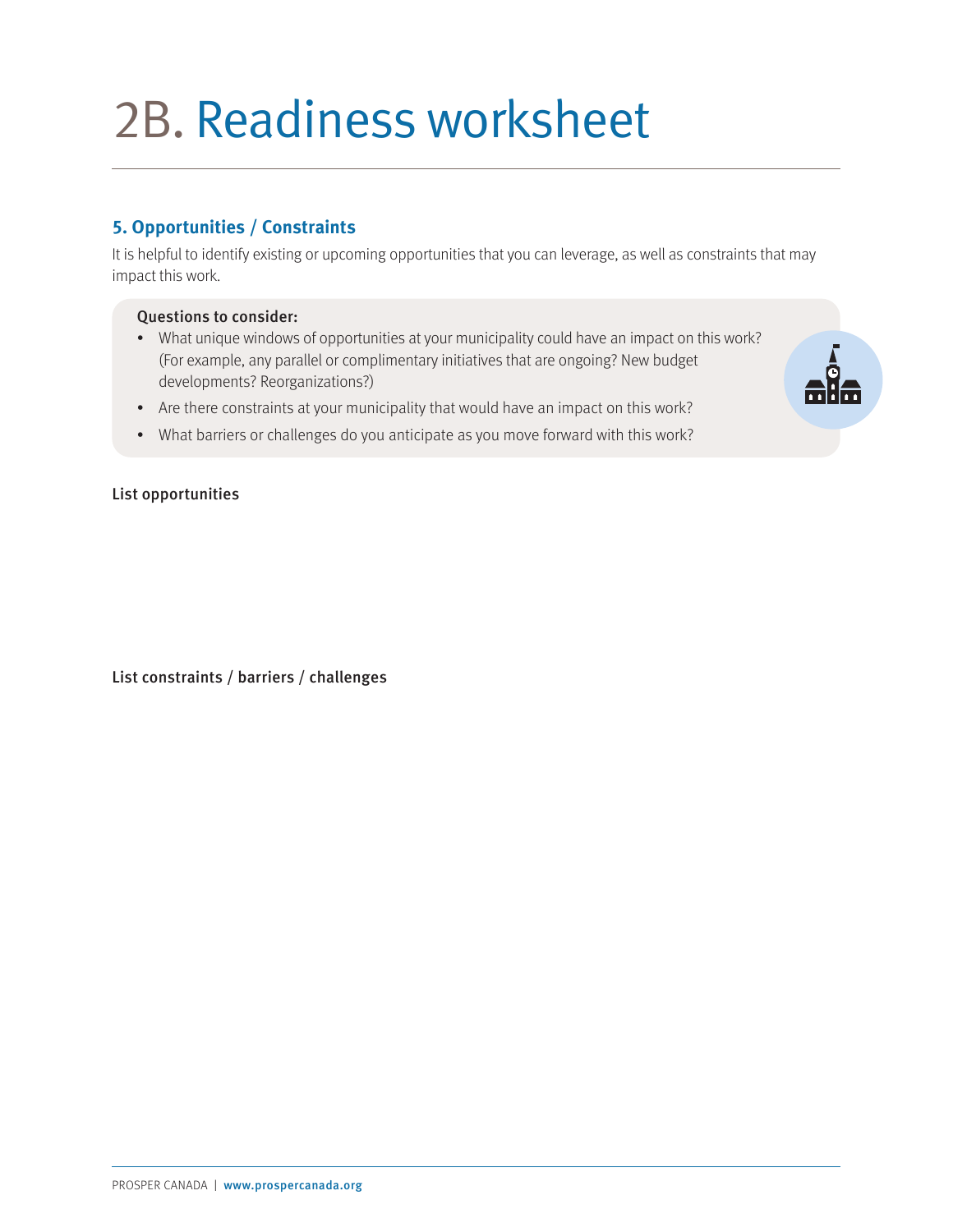# 2B. Readiness worksheet

## 5. Opportunities / Constraints

It is helpful to identify existing or upcoming opportunities that you can leverage, as well as constraints that may impact this work.

**Questions to consider:**

- What unique windows of opportunities at your municipality could have an impact on this work? (For example, any parallel or complimentary initiatives that are ongoing? New budget developments? Reorganizations?)
- Are there constraints at your municipality that would have an impact on this work?
- What barriers or challenges do you anticipate as you move forward with this work?

**List opportunities**

**List constraints / barriers / challenges**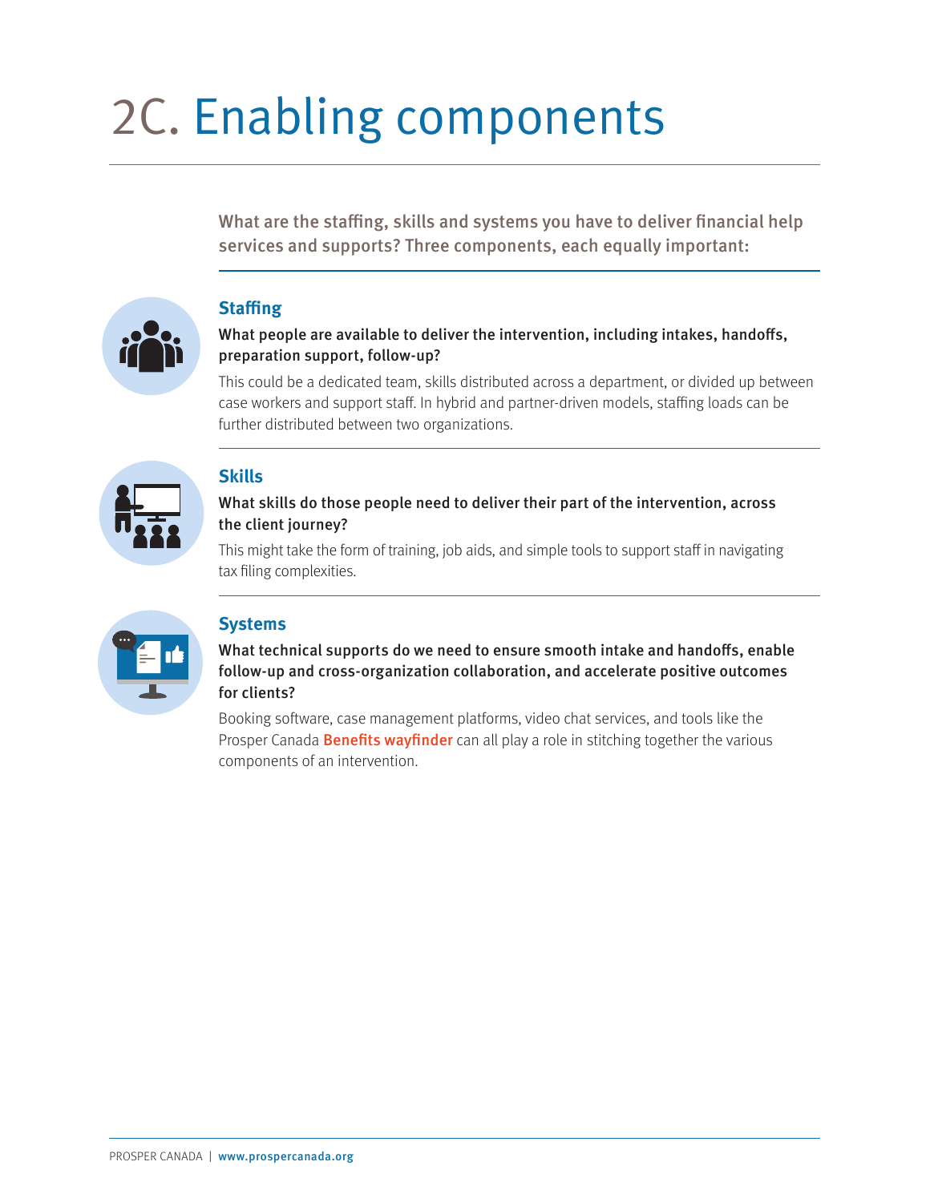# 2C. Enabling components

**What are the staffing, skills and systems you have to deliver financial help services and supports? Three components, each equally important:**

## Staffing

**What people are available to deliver the intervention, including intakes, handoffs, preparation support, follow-up?**

This could be a dedicated team, skills distributed across a department, or divided up between case workers and support staff. In hybrid and partner-driven models, staffing loads can be further distributed between two organizations.

## Skills

**What skills do those people need to deliver their part of the intervention, across the client journey?**

This might take the form of training, job aids, and simple tools to support staff in navigating tax filing complexities.

## Systems

**What technical supports do we need to ensure smooth intake and handoffs, enable follow-up and cross-organization collaboration, and accelerate positive outcomes for clients?**

Booking software, case management platforms, video chat services, and tools like the Prosper Canada **Benefits wayfinder** can all play a role in stitching together the various components of an intervention.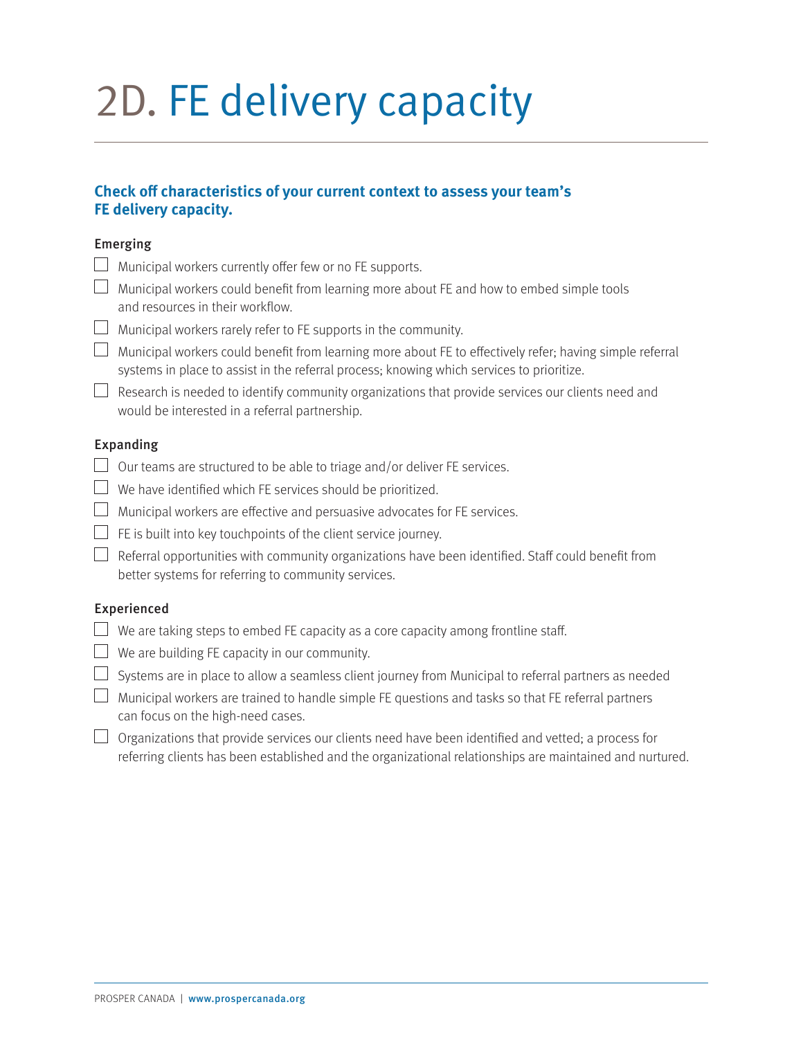# 2D. FE delivery capacity

**Check off characteristics of your current context to assess your team's FE delivery capacity.**

### Emerging

- ☐ Municipal workers currently offer few or no FE supports.
- ☐ Municipal workers could benefit from learning more about FE and how to embed simple tools and resources in their workflow.
- ☐ Municipal workers rarely refer to FE supports in the community.
- ☐ Municipal workers could benefit from learning more about FE to effectively refer; having simple referral systems in place to assist in the referral process; knowing which services to prioritize.
- ☐ Research is needed to identify community organizations that provide services our clients need and would be interested in a referral partnership.

### Expanding

- ☐ Our teams are structured to be able to triage and/or deliver FE services.
- ☐ We have identified which FE services should be prioritized.
- ☐ Municipal workers are effective and persuasive advocates for FE services.
- ☐ FE is built into key touchpoints of the client service journey.
- ☐ Referral opportunities with community organizations have been identified. Staff could benefit from better systems for referring to community services.

### Experienced

- ☐ We are taking steps to embed FE capacity as a core capacity among frontline staff.
- ☐ We are building FE capacity in our community.
- ☐ Systems are in place to allow a seamless client journey from Municipal to referral partners as needed
- ☐ Municipal workers are trained to handle simple FE questions and tasks so that FE referral partners can focus on the high-need cases.
- ☐ Organizations that provide services our clients need have been identified and vetted; a process for referring clients has been established and the organizational relationships are maintained and nurtured.